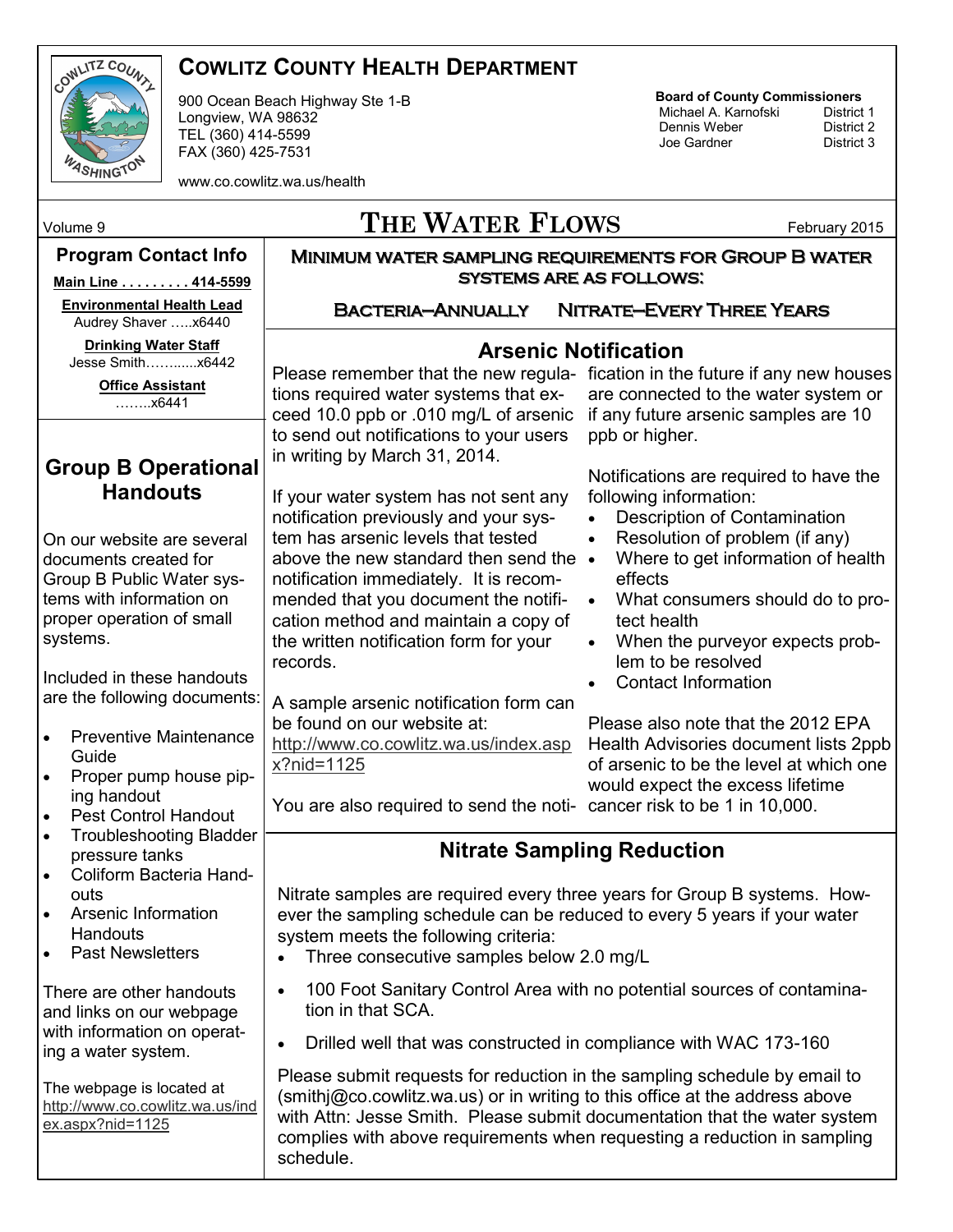# Cowlitz County Health Department

900 Ocean Beach Highway Ste 1-B
Longview, WA 98632
TEL (360) 414-5599
FAX (360) 425-7531

www.co.cowlitz.wa.us/health

**Board of County Commissioners**

| | |
|---|---|
| Michael A. Karnofski | District 1 |
| Dennis Weber | District 2 |
| Joe Gardner | District 3 |

Volume 9

# The Water Flows

February 2015

## Program Contact Info

**Main Line . . . . . . . . . 414-5599**

**Environmental Health Lead**
Audrey Shaver …..x6440

**Drinking Water Staff**
Jesse Smith………..x6442

**Office Assistant**
……..x6441

## Group B Operational Handouts

On our website are several documents created for Group B Public Water systems with information on proper operation of small systems.

Included in these handouts are the following documents:

- Preventive Maintenance Guide
- Proper pump house piping handout
- Pest Control Handout
- Troubleshooting Bladder pressure tanks
- Coliform Bacteria Handouts
- Arsenic Information Handouts
- Past Newsletters

There are other handouts and links on our webpage with information on operating a water system.

The webpage is located at http://www.co.cowlitz.wa.us/index.aspx?nid=1125

## Minimum water sampling requirements for Group B water systems are as follows:

**Bacteria—Annually     Nitrate—Every Three Years**

## Arsenic Notification

Please remember that the new regulations required water systems that exceed 10.0 ppb or .010 mg/L of arsenic to send out notifications to your users in writing by March 31, 2014.

If your water system has not sent any notification previously and your system has arsenic levels that tested above the new standard then send the notification immediately. It is recommended that you document the notification method and maintain a copy of the written notification form for your records.

A sample arsenic notification form can be found on our website at: http://www.co.cowlitz.wa.us/index.aspx?nid=1125

You are also required to send the notification in the future if any new houses are connected to the water system or if any future arsenic samples are 10 ppb or higher.

Notifications are required to have the following information:

- Description of Contamination
- Resolution of problem (if any)
- Where to get information of health effects
- What consumers should do to protect health
- When the purveyor expects problem to be resolved
- Contact Information

Please also note that the 2012 EPA Health Advisories document lists 2ppb of arsenic to be the level at which one would expect the excess lifetime cancer risk to be 1 in 10,000.

## Nitrate Sampling Reduction

Nitrate samples are required every three years for Group B systems. However the sampling schedule can be reduced to every 5 years if your water system meets the following criteria:

- Three consecutive samples below 2.0 mg/L
- 100 Foot Sanitary Control Area with no potential sources of contamination in that SCA.
- Drilled well that was constructed in compliance with WAC 173-160

Please submit requests for reduction in the sampling schedule by email to (smithj@co.cowlitz.wa.us) or in writing to this office at the address above with Attn: Jesse Smith. Please submit documentation that the water system complies with above requirements when requesting a reduction in sampling schedule.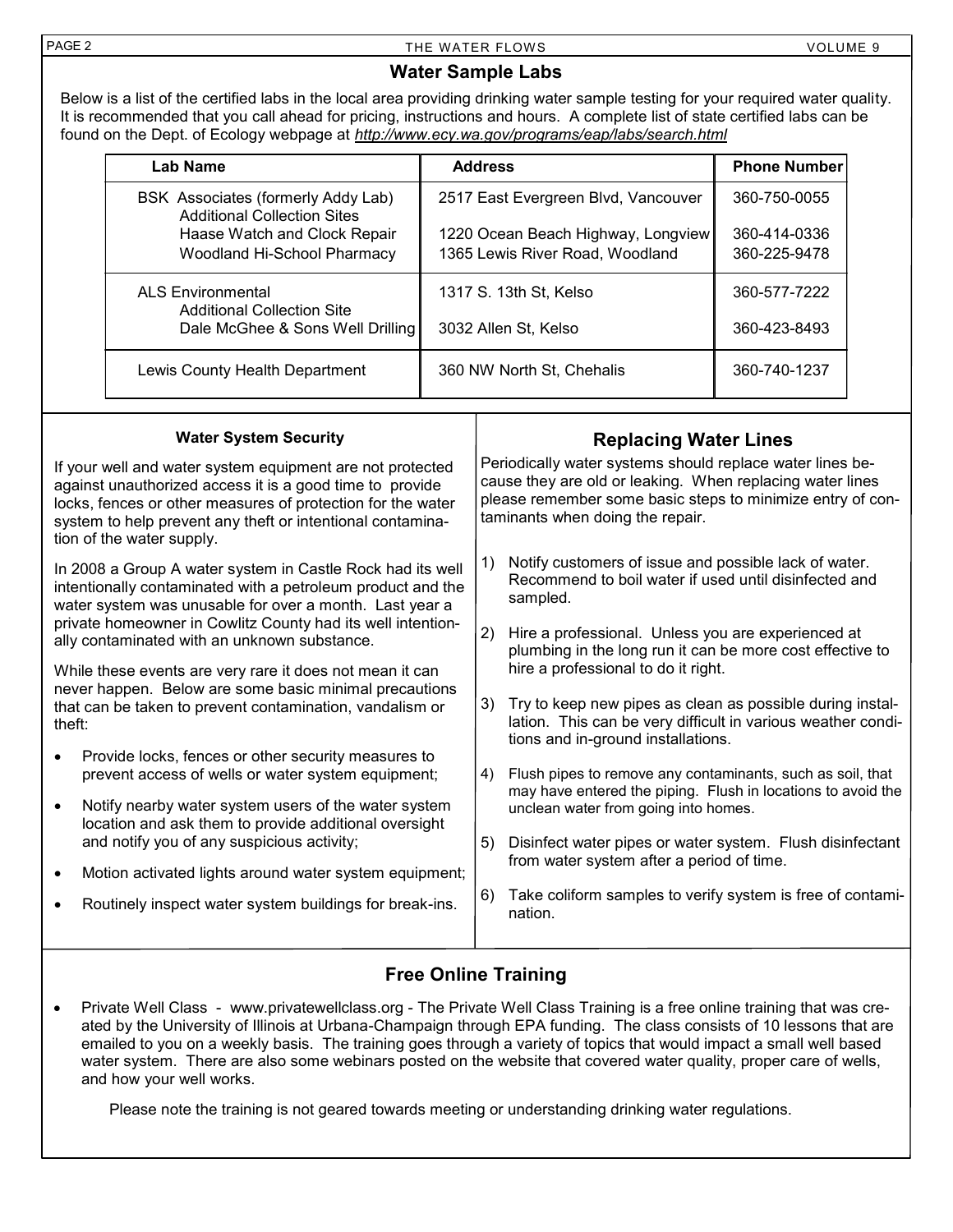## Water Sample Labs

Below is a list of the certified labs in the local area providing drinking water sample testing for your required water quality. It is recommended that you call ahead for pricing, instructions and hours. A complete list of state certified labs can be found on the Dept. of Ecology webpage at *http://www.ecy.wa.gov/programs/eap/labs/search.html*

| Lab Name | Address | Phone Number |
|---|---|---|
| BSK Associates (formerly Addy Lab) | 2517 East Evergreen Blvd, Vancouver | 360-750-0055 |
| Additional Collection Sites | | |
| Haase Watch and Clock Repair | 1220 Ocean Beach Highway, Longview | 360-414-0336 |
| Woodland Hi-School Pharmacy | 1365 Lewis River Road, Woodland | 360-225-9478 |
| ALS Environmental | 1317 S. 13th St, Kelso | 360-577-7222 |
| Additional Collection Site | | |
| Dale McGhee & Sons Well Drilling | 3032 Allen St, Kelso | 360-423-8493 |
| Lewis County Health Department | 360 NW North St, Chehalis | 360-740-1237 |

### Water System Security

If your well and water system equipment are not protected against unauthorized access it is a good time to provide locks, fences or other measures of protection for the water system to help prevent any theft or intentional contamination of the water supply.

In 2008 a Group A water system in Castle Rock had its well intentionally contaminated with a petroleum product and the water system was unusable for over a month. Last year a private homeowner in Cowlitz County had its well intentionally contaminated with an unknown substance.

While these events are very rare it does not mean it can never happen. Below are some basic minimal precautions that can be taken to prevent contamination, vandalism or theft:

- Provide locks, fences or other security measures to prevent access of wells or water system equipment;
- Notify nearby water system users of the water system location and ask them to provide additional oversight and notify you of any suspicious activity;
- Motion activated lights around water system equipment;
- Routinely inspect water system buildings for break-ins.

## Replacing Water Lines

Periodically water systems should replace water lines because they are old or leaking. When replacing water lines please remember some basic steps to minimize entry of contaminants when doing the repair.

1) Notify customers of issue and possible lack of water. Recommend to boil water if used until disinfected and sampled.
2) Hire a professional. Unless you are experienced at plumbing in the long run it can be more cost effective to hire a professional to do it right.
3) Try to keep new pipes as clean as possible during installation. This can be very difficult in various weather conditions and in-ground installations.
4) Flush pipes to remove any contaminants, such as soil, that may have entered the piping. Flush in locations to avoid the unclean water from going into homes.
5) Disinfect water pipes or water system. Flush disinfectant from water system after a period of time.
6) Take coliform samples to verify system is free of contamination.

## Free Online Training

- Private Well Class - www.privatewellclass.org - The Private Well Class Training is a free online training that was created by the University of Illinois at Urbana-Champaign through EPA funding. The class consists of 10 lessons that are emailed to you on a weekly basis. The training goes through a variety of topics that would impact a small well based water system. There are also some webinars posted on the website that covered water quality, proper care of wells, and how your well works.

Please note the training is not geared towards meeting or understanding drinking water regulations.